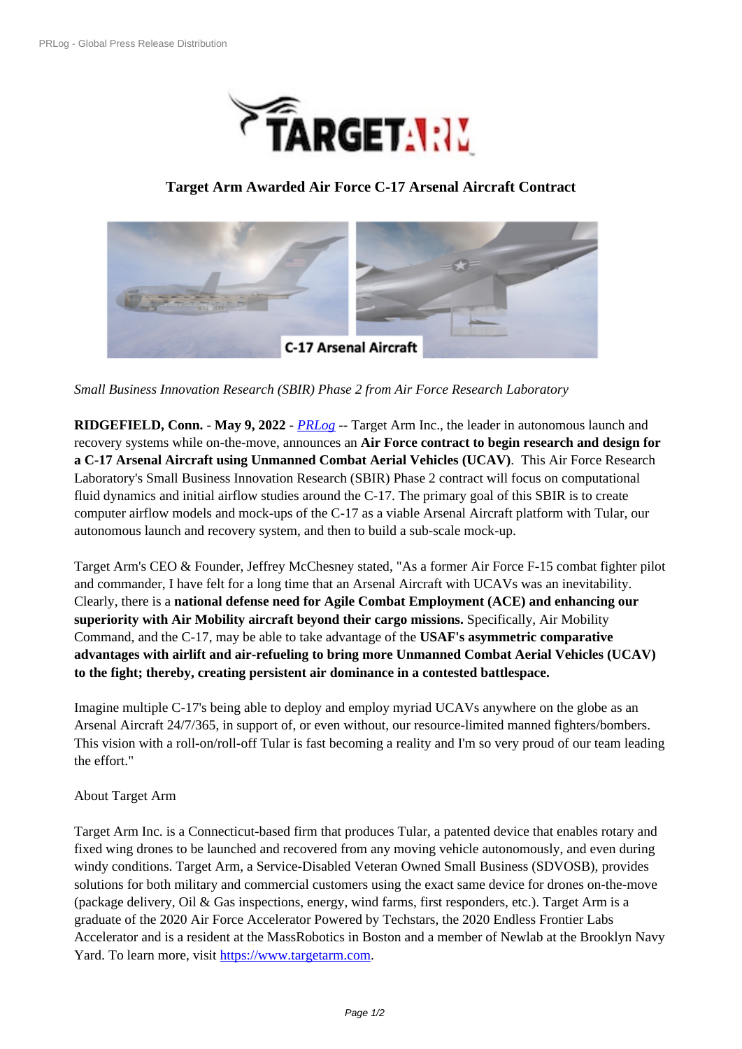# Target Arm Awarded Air Force C-17 Arsenal Aircraft Contract

*Small Business Innovation Research (SBIR) Phase 2 from Air Force Research Laboratory*

**RIDGEFIELD, Conn.** - **May 9, 2022** - *PRLog* -- Target Arm Inc., the leader in autonomous launch and recovery systems while on-the-move, announces an **Air Force contract to begin research and design for a C-17 Arsenal Aircraft using Unmanned Combat Aerial Vehicles (UCAV)**. This Air Force Research Laboratory's Small Business Innovation Research (SBIR) Phase 2 contract will focus on computational fluid dynamics and initial airflow studies around the C-17. The primary goal of this SBIR is to create computer airflow models and mock-ups of the C-17 as a viable Arsenal Aircraft platform with Tular, our autonomous launch and recovery system, and then to build a sub-scale mock-up.

Target Arm's CEO & Founder, Jeffrey McChesney stated, "As a former Air Force F-15 combat fighter pilot and commander, I have felt for a long time that an Arsenal Aircraft with UCAVs was an inevitability. Clearly, there is a **national defense need for Agile Combat Employment (ACE) and enhancing our superiority with Air Mobility aircraft beyond their cargo missions.** Specifically, Air Mobility Command, and the C-17, may be able to take advantage of the **USAF's asymmetric comparative advantages with airlift and air-refueling to bring more Unmanned Combat Aerial Vehicles (UCAV) to the fight; thereby, creating persistent air dominance in a contested battlespace.**

Imagine multiple C-17's being able to deploy and employ myriad UCAVs anywhere on the globe as an Arsenal Aircraft 24/7/365, in support of, or even without, our resource-limited manned fighters/bombers. This vision with a roll-on/roll-off Tular is fast becoming a reality and I'm so very proud of our team leading the effort."

About Target Arm

Target Arm Inc. is a Connecticut-based firm that produces Tular, a patented device that enables rotary and fixed wing drones to be launched and recovered from any moving vehicle autonomously, and even during windy conditions. Target Arm, a Service-Disabled Veteran Owned Small Business (SDVOSB), provides solutions for both military and commercial customers using the exact same device for drones on-the-move (package delivery, Oil & Gas inspections, energy, wind farms, first responders, etc.). Target Arm is a graduate of the 2020 Air Force Accelerator Powered by Techstars, the 2020 Endless Frontier Labs Accelerator and is a resident at the MassRobotics in Boston and a member of Newlab at the Brooklyn Navy Yard. To learn more, visit https://www.targetarm.com.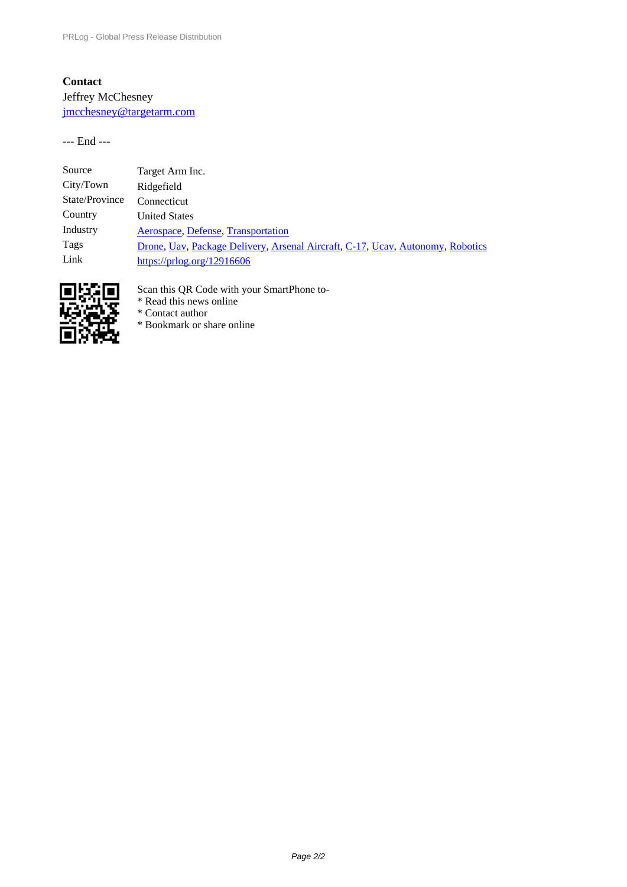**Contact**
Jeffrey McChesney
jmcchesney@targetarm.com

--- End ---

| | |
|---|---|
| Source | Target Arm Inc. |
| City/Town | Ridgefield |
| State/Province | Connecticut |
| Country | United States |
| Industry | Aerospace, Defense, Transportation |
| Tags | Drone, Uav, Package Delivery, Arsenal Aircraft, C-17, Ucav, Autonomy, Robotics |
| Link | https://prlog.org/12916606 |

Scan this QR Code with your SmartPhone to-
* Read this news online
* Contact author
* Bookmark or share online